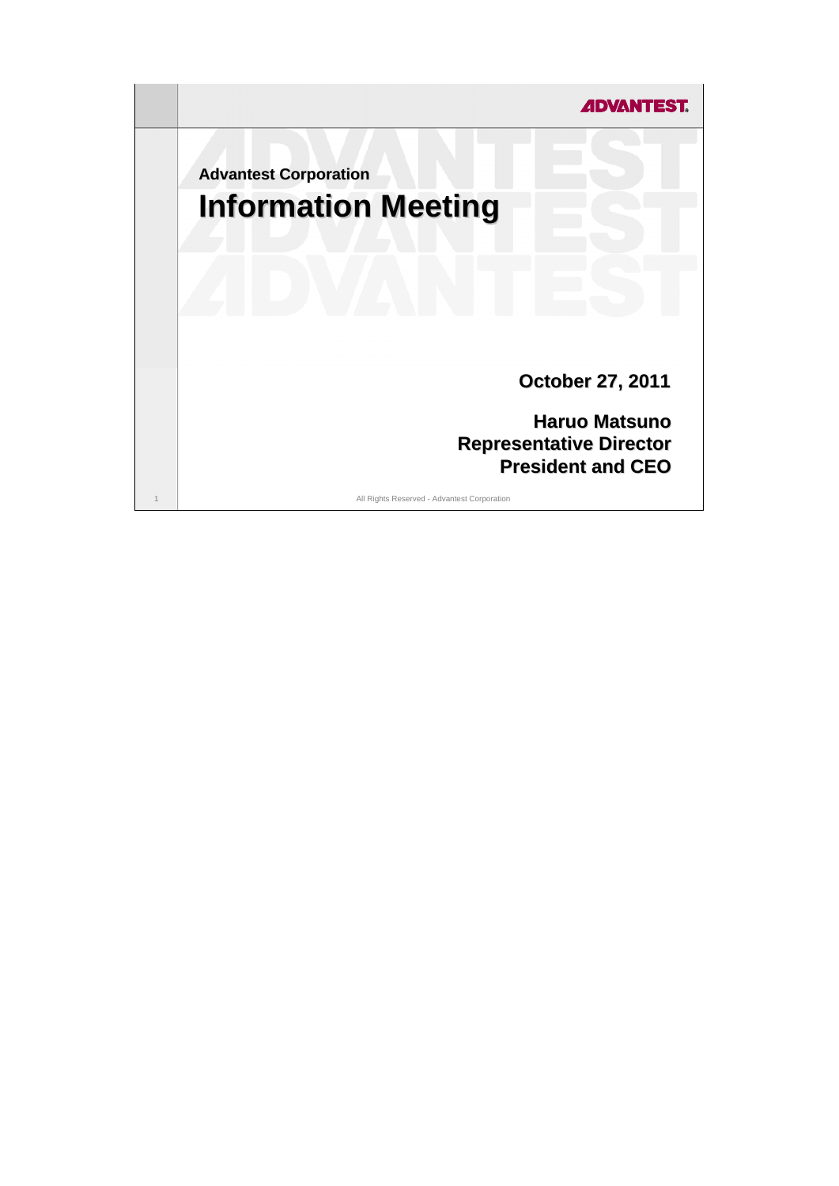ADVANTEST

Advantest Corporation

# Information Meeting

October 27, 2011

**Haruo Matsuno**
**Representative Director**
**President and CEO**

All Rights Reserved - Advantest Corporation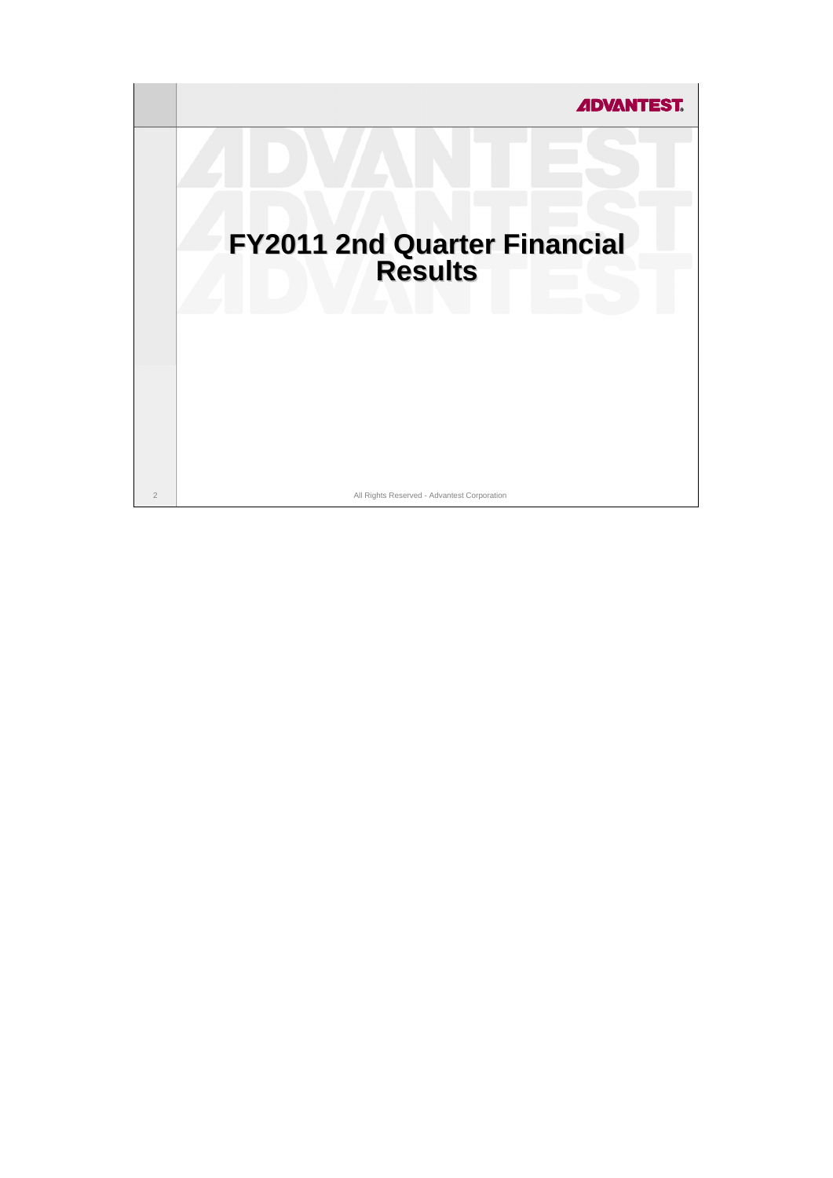# FY2011 2nd Quarter Financial Results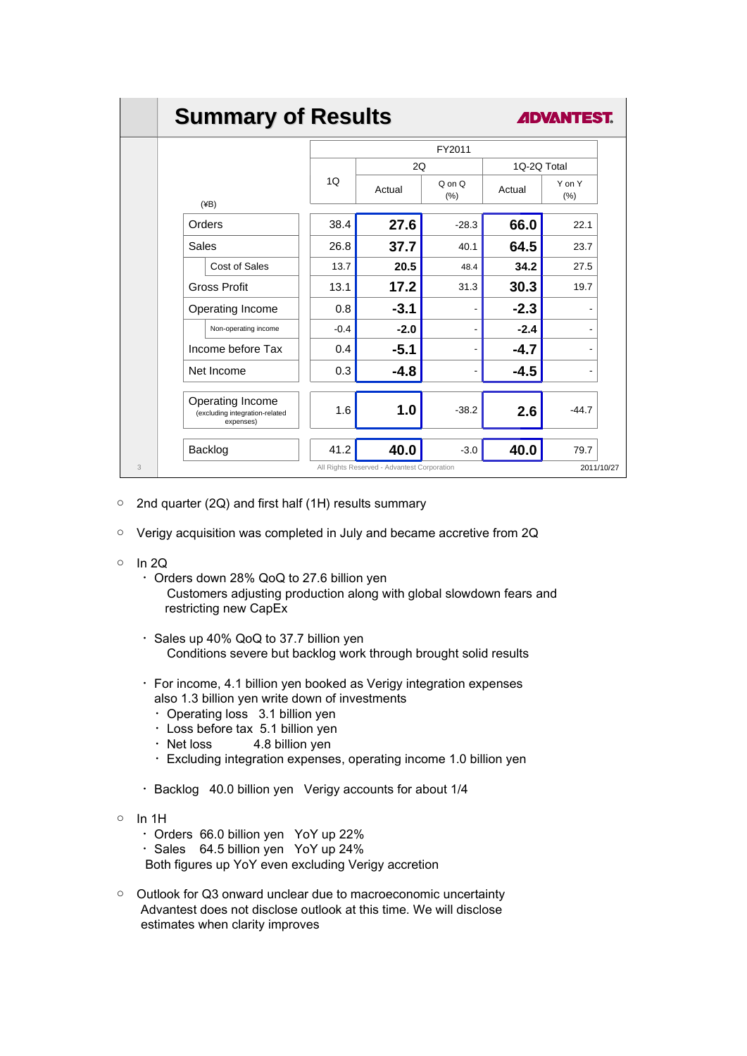# Summary of Results

ADVANTEST.

| (¥B) | FY2011 | | | | |
|---|---|---|---|---|---|
| | 1Q | 2Q | | 1Q-2Q Total | |
| | | Actual | Q on Q (%) | Actual | Y on Y (%) |
| Orders | 38.4 | **27.6** | -28.3 | **66.0** | 22.1 |
| Sales | 26.8 | **37.7** | 40.1 | **64.5** | 23.7 |
| Cost of Sales | 13.7 | **20.5** | 48.4 | **34.2** | 27.5 |
| Gross Profit | 13.1 | **17.2** | 31.3 | **30.3** | 19.7 |
| Operating Income | 0.8 | **-3.1** | - | **-2.3** | - |
| Non-operating income | -0.4 | **-2.0** | - | **-2.4** | - |
| Income before Tax | 0.4 | **-5.1** | - | **-4.7** | - |
| Net Income | 0.3 | **-4.8** | - | **-4.5** | - |
| Operating Income (excluding integration-related expenses) | 1.6 | **1.0** | -38.2 | **2.6** | -44.7 |
| Backlog | 41.2 | **40.0** | -3.0 | **40.0** | 79.7 |

All Rights Reserved - Advantest Corporation

2011/10/27

- 2nd quarter (2Q) and first half (1H) results summary
- Verigy acquisition was completed in July and became accretive from 2Q
- In 2Q
  - Orders down 28% QoQ to 27.6 billion yen
    Customers adjusting production along with global slowdown fears and restricting new CapEx
  - Sales up 40% QoQ to 37.7 billion yen
    Conditions severe but backlog work through brought solid results
  - For income, 4.1 billion yen booked as Verigy integration expenses also 1.3 billion yen write down of investments
    - Operating loss 3.1 billion yen
    - Loss before tax 5.1 billion yen
    - Net loss 4.8 billion yen
    - Excluding integration expenses, operating income 1.0 billion yen
  - Backlog 40.0 billion yen Verigy accounts for about 1/4
- In 1H
  - Orders 66.0 billion yen YoY up 22%
  - Sales 64.5 billion yen YoY up 24%

  Both figures up YoY even excluding Verigy accretion
- Outlook for Q3 onward unclear due to macroeconomic uncertainty
  Advantest does not disclose outlook at this time. We will disclose estimates when clarity improves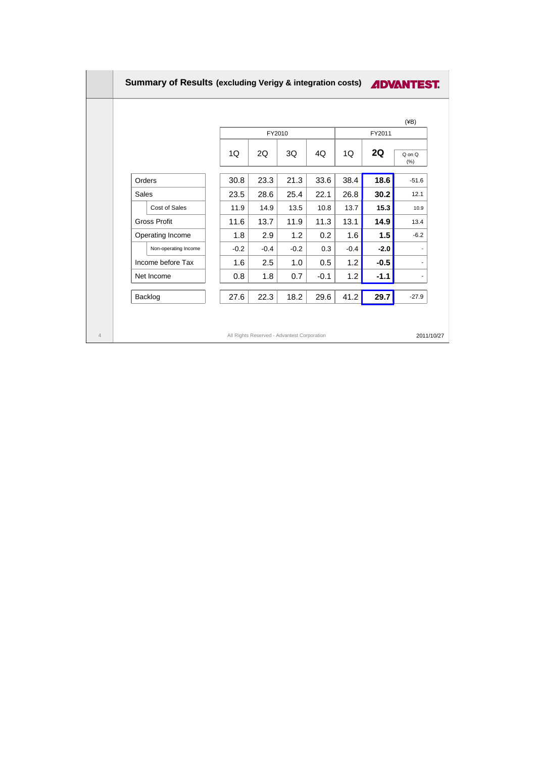## Summary of Results (excluding Verigy & integration costs)

ADVANTEST

(¥B)

| | FY2010 | | | | FY2011 | | |
|---|---|---|---|---|---|---|---|
| | 1Q | 2Q | 3Q | 4Q | 1Q | **2Q** | Q on Q (%) |
| Orders | 30.8 | 23.3 | 21.3 | 33.6 | 38.4 | **18.6** | -51.6 |
| Sales | 23.5 | 28.6 | 25.4 | 22.1 | 26.8 | **30.2** | 12.1 |
| Cost of Sales | 11.9 | 14.9 | 13.5 | 10.8 | 13.7 | **15.3** | 10.9 |
| Gross Profit | 11.6 | 13.7 | 11.9 | 11.3 | 13.1 | **14.9** | 13.4 |
| Operating Income | 1.8 | 2.9 | 1.2 | 0.2 | 1.6 | **1.5** | -6.2 |
| Non-operating Income | -0.2 | -0.4 | -0.2 | 0.3 | -0.4 | **-2.0** | - |
| Income before Tax | 1.6 | 2.5 | 1.0 | 0.5 | 1.2 | **-0.5** | - |
| Net Income | 0.8 | 1.8 | 0.7 | -0.1 | 1.2 | **-1.1** | - |
| Backlog | 27.6 | 22.3 | 18.2 | 29.6 | 41.2 | **29.7** | -27.9 |

All Rights Reserved - Advantest Corporation

2011/10/27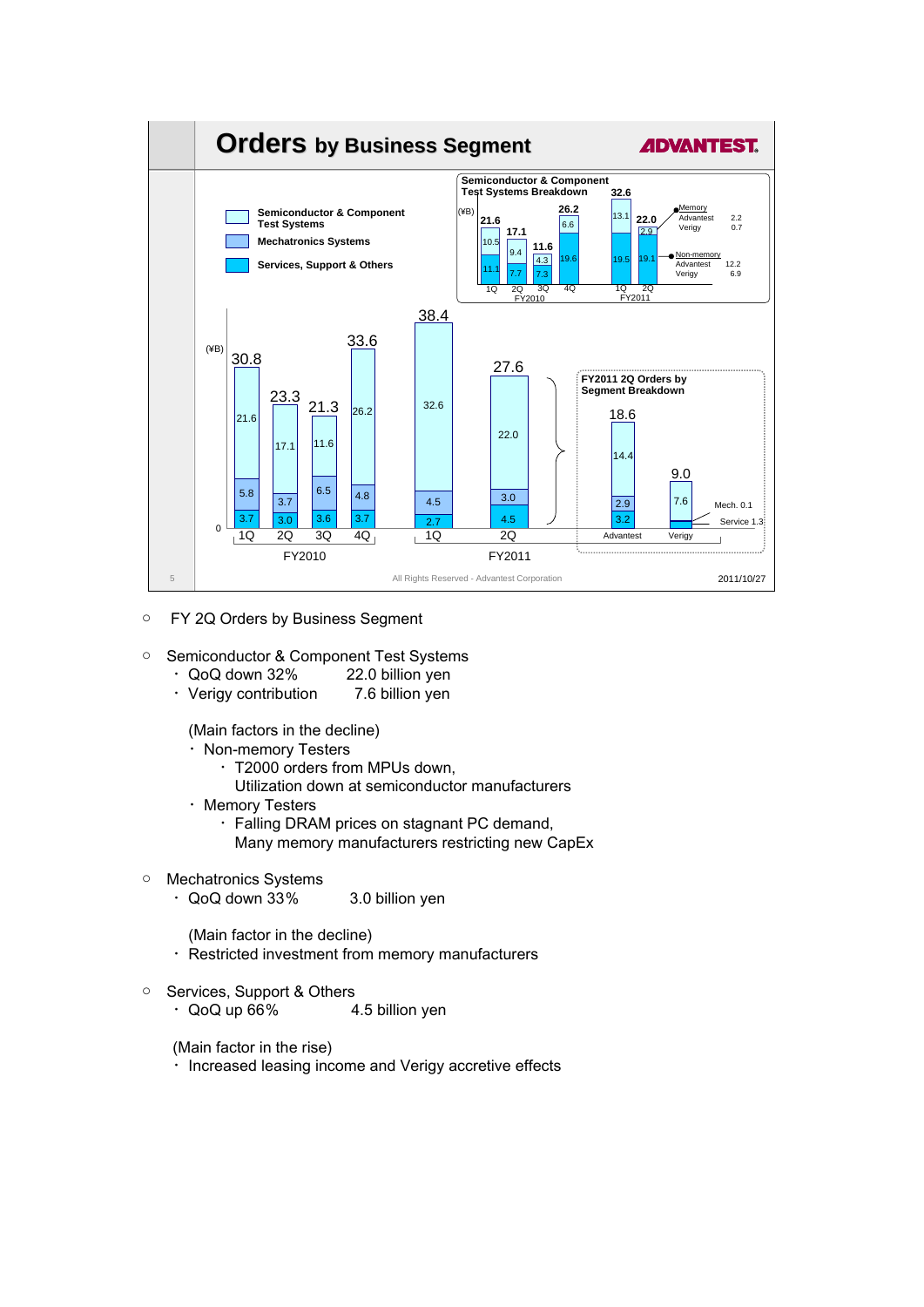## Orders by Business Segment

ADVANTEST

Semiconductor & Component Test Systems
Mechatronics Systems
Services, Support & Others

Semiconductor & Component Test Systems Breakdown
(¥B)
21.6 17.1 11.6 26.2 32.6 22.0
10.5 9.4 4.3 6.6 13.1 2.9
11.1 7.7 7.3 19.6 19.5 19.1
1Q 2Q 3Q 4Q 1Q 2Q
FY2010 FY2011
Memory: Advantest 2.2, Verigy 0.7
Non-memory: Advantest 12.2, Verigy 6.9

(¥B)
30.8 23.3 21.3 33.6 38.4 27.6
21.6 17.1 11.6 26.2 32.6 22.0
5.8 3.7 6.5 4.8 4.5 3.0
3.7 3.0 3.6 3.7 2.7 4.5
0
1Q 2Q 3Q 4Q 1Q 2Q
FY2010 FY2011

FY2011 2Q Orders by Segment Breakdown
18.6 9.0
14.4 7.6
2.9 Mech. 0.1
3.2 Service 1.3
Advantest Verigy

All Rights Reserved - Advantest Corporation

2011/10/27

- FY 2Q Orders by Business Segment

- Semiconductor & Component Test Systems
  - QoQ down 32% 22.0 billion yen
  - Verigy contribution 7.6 billion yen

  (Main factors in the decline)
  - Non-memory Testers
    - T2000 orders from MPUs down, Utilization down at semiconductor manufacturers
  - Memory Testers
    - Falling DRAM prices on stagnant PC demand, Many memory manufacturers restricting new CapEx

- Mechatronics Systems
  - QoQ down 33% 3.0 billion yen

  (Main factor in the decline)
  - Restricted investment from memory manufacturers

- Services, Support & Others
  - QoQ up 66% 4.5 billion yen

  (Main factor in the rise)
  - Increased leasing income and Verigy accretive effects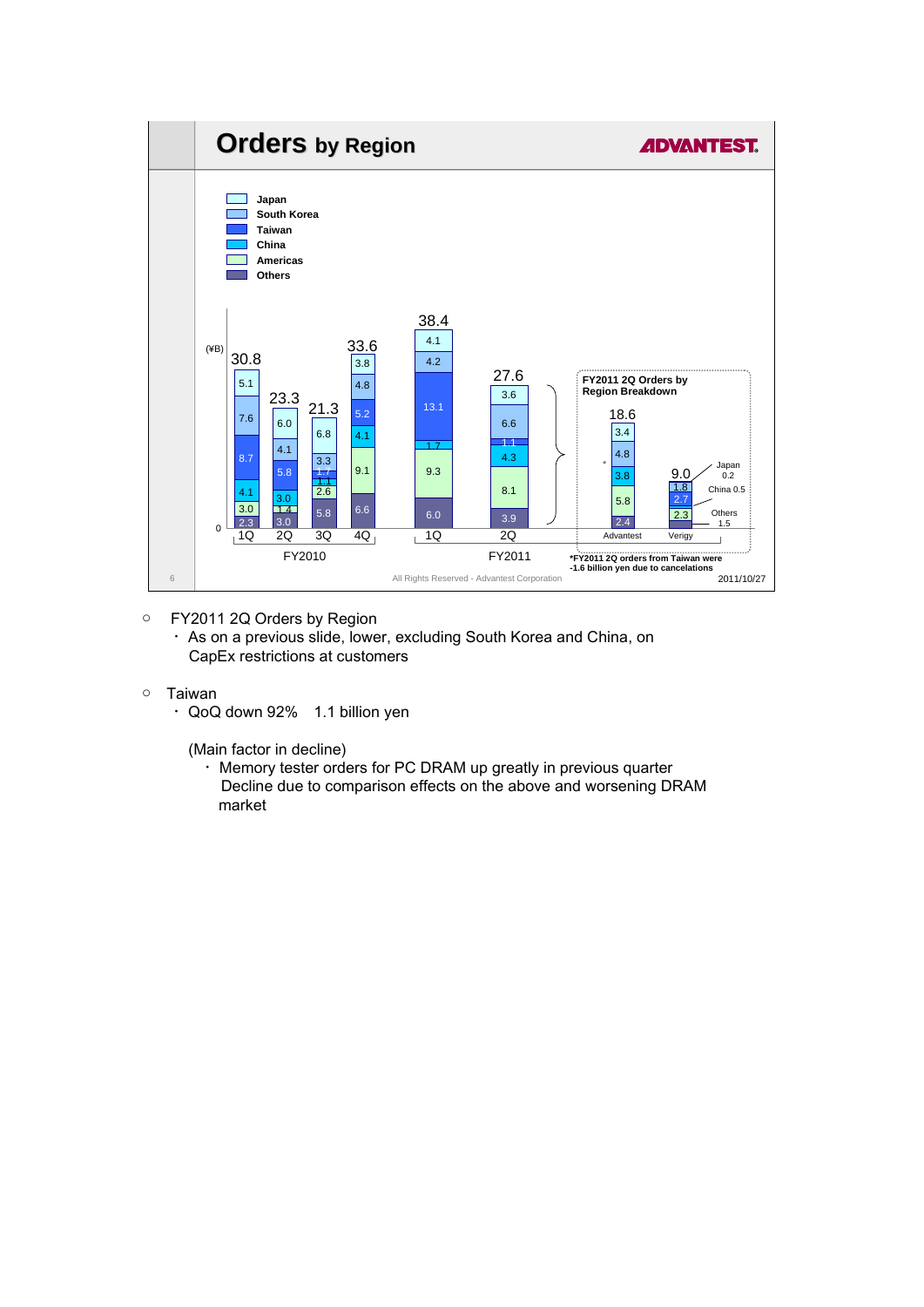# Orders by Region

ADVANTEST

Japan
South Korea
Taiwan
China
Americas
Others

(¥B)

0

FY2010: 1Q 30.8 (5.1, 7.6, 8.7, 4.1, 3.0, 2.3); 2Q 23.3 (6.0, 4.1, 5.8, 3.0, 1.4, 3.0); 3Q 21.3 (6.8, 3.3, 1.7, 1.1, 2.6, 5.8); 4Q 33.6 (3.8, 4.8, 5.2, 4.1, 9.1, 6.6)

FY2011: 1Q 38.4 (4.1, 4.2, 13.1, 1.7, 9.3, 6.0); 2Q 27.6 (3.6, 6.6, 1.1, 4.3, 8.1, 3.9)

FY2011 2Q Orders by Region Breakdown

Advantest 18.6 (3.4, 4.8, *, 3.8, 5.8, 2.4)

Verigy 9.0 (Japan 0.2, 1.8, China 0.5, 2.7, 2.3, Others 1.5)

*FY2011 2Q orders from Taiwan were -1.6 billion yen due to cancelations

All Rights Reserved - Advantest Corporation

2011/10/27

○ FY2011 2Q Orders by Region
- As on a previous slide, lower, excluding South Korea and China, on CapEx restrictions at customers

○ Taiwan
- QoQ down 92%　1.1 billion yen

(Main factor in decline)
- Memory tester orders for PC DRAM up greatly in previous quarter
  Decline due to comparison effects on the above and worsening DRAM market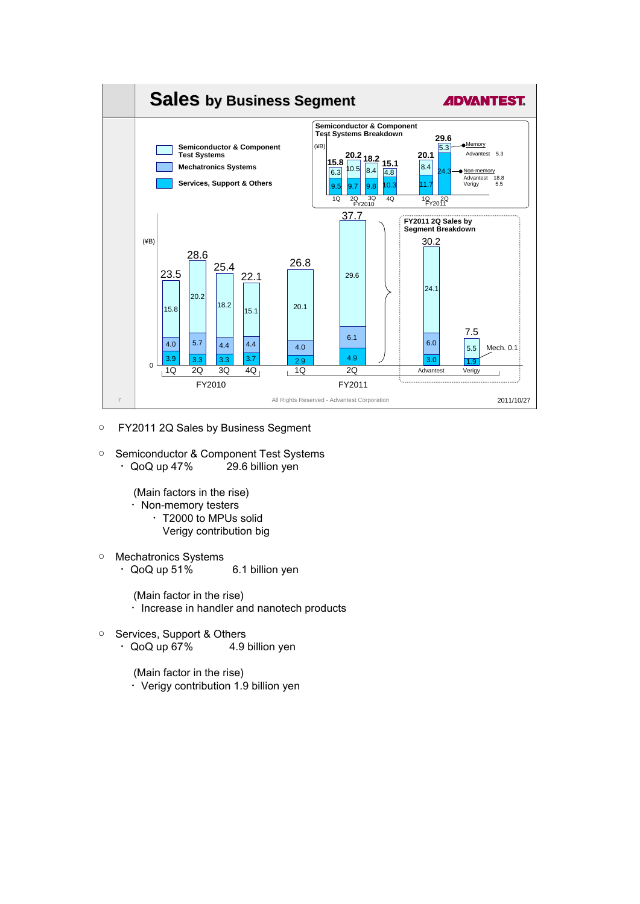## Sales by Business Segment

ADVANTEST.

Semiconductor & Component Test Systems
Mechatronics Systems
Services, Support & Others

(¥B)

23.5
15.8
4.0
3.9
1Q

28.6
20.2
5.7
3.3
2Q

25.4
18.2
4.4
3.3
3Q

22.1
15.1
4.4
3.7
4Q

FY2010

26.8
20.1
4.0
2.9
1Q

37.7
29.6
6.1
4.9
2Q

FY2011

0

Semiconductor & Component Test Systems Breakdown

(¥B)

15.8
6.3
9.5
1Q

20.2
10.5
9.7
2Q

18.2
8.4
9.8
3Q

15.1
4.8
10.3
4Q

FY2010

20.1
8.4
11.7
1Q

29.6
5.3
24.3
2Q

FY2011

Memory
Advantest 5.3

Non-memory
Advantest 18.8
Verigy 5.5

FY2011 2Q Sales by Segment Breakdown

30.2
24.1
6.0
3.0
Advantest

7.5
5.5
1.9
Mech. 0.1
Verigy

All Rights Reserved - Advantest Corporation

2011/10/27

○ FY2011 2Q Sales by Business Segment

○ Semiconductor & Component Test Systems
- QoQ up 47%　　29.6 billion yen

(Main factors in the rise)
- Non-memory testers
  - T2000 to MPUs solid
    Verigy contribution big

○ Mechatronics Systems
- QoQ up 51%　　6.1 billion yen

(Main factor in the rise)
- Increase in handler and nanotech products

○ Services, Support & Others
- QoQ up 67%　　4.9 billion yen

(Main factor in the rise)
- Verigy contribution 1.9 billion yen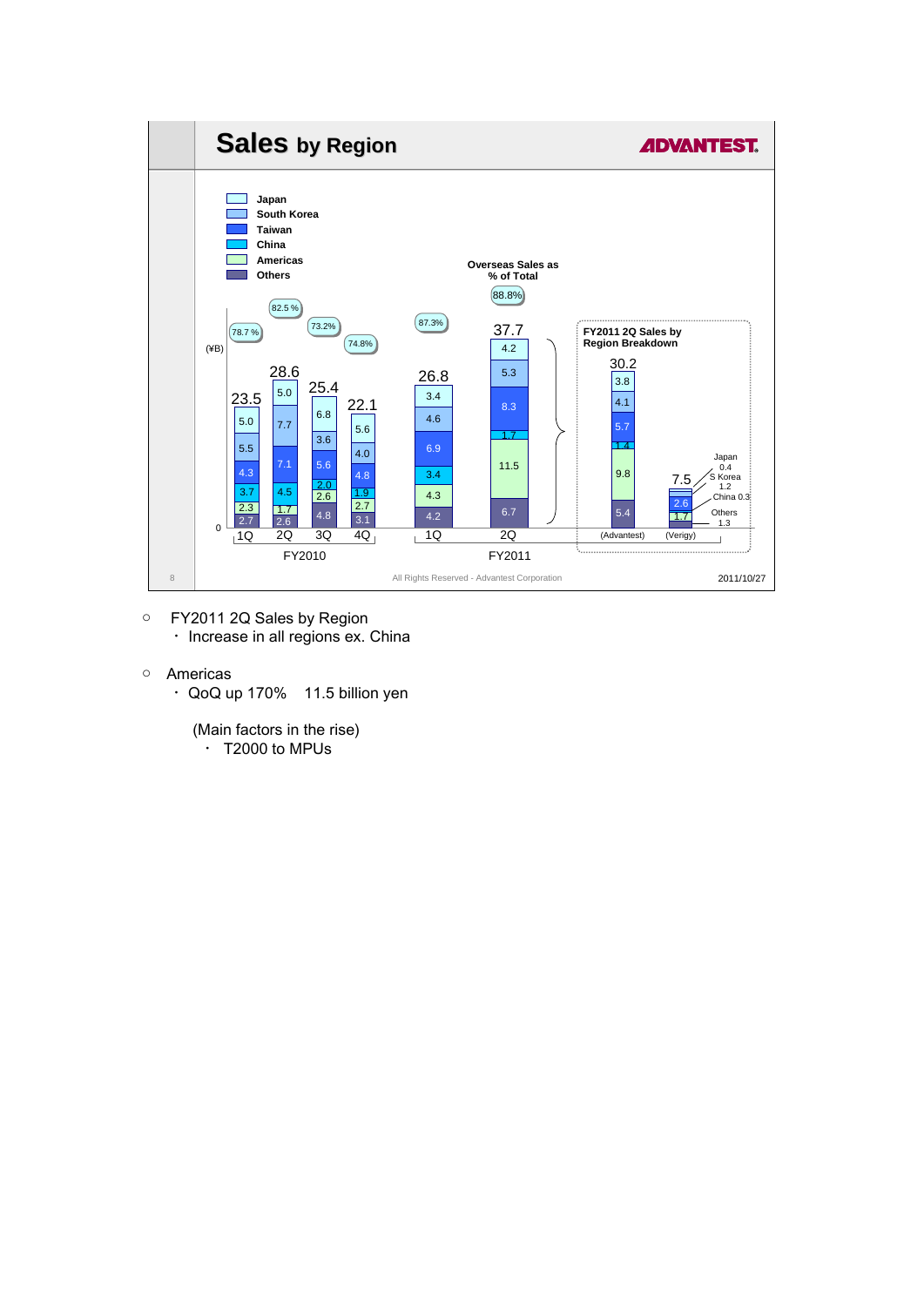## Sales by Region

ADVANTEST.

Japan
South Korea
Taiwan
China
Americas
Others

Overseas Sales as % of Total

(¥B)

78.7 %
82.5 %
73.2%
74.8%
87.3%
88.8%

23.5
5.0
5.5
4.3
3.7
2.3
2.7

28.6
5.0
7.7
7.1
4.5
1.7
2.6

25.4
6.8
3.6
5.6
2.0
2.6
4.8

22.1
5.6
4.0
4.8
1.9
2.7
3.1

26.8
3.4
4.6
6.9
3.4
4.3
4.2

37.7
4.2
5.3
8.3
1.7
11.5
6.7

0

1Q 2Q 3Q 4Q
FY2010

1Q 2Q
FY2011

FY2011 2Q Sales by Region Breakdown

30.2
3.8
4.1
5.7
1.4
9.8
5.4
(Advantest)

7.5
Japan 0.4
S Korea 1.2
China 0.3
2.6
1.7
Others 1.3
(Verigy)

All Rights Reserved - Advantest Corporation

2011/10/27

- FY2011 2Q Sales by Region
  - ・Increase in all regions ex. China
- Americas
  - ・QoQ up 170%　 11.5 billion yen

    (Main factors in the rise)
    - ・ T2000 to MPUs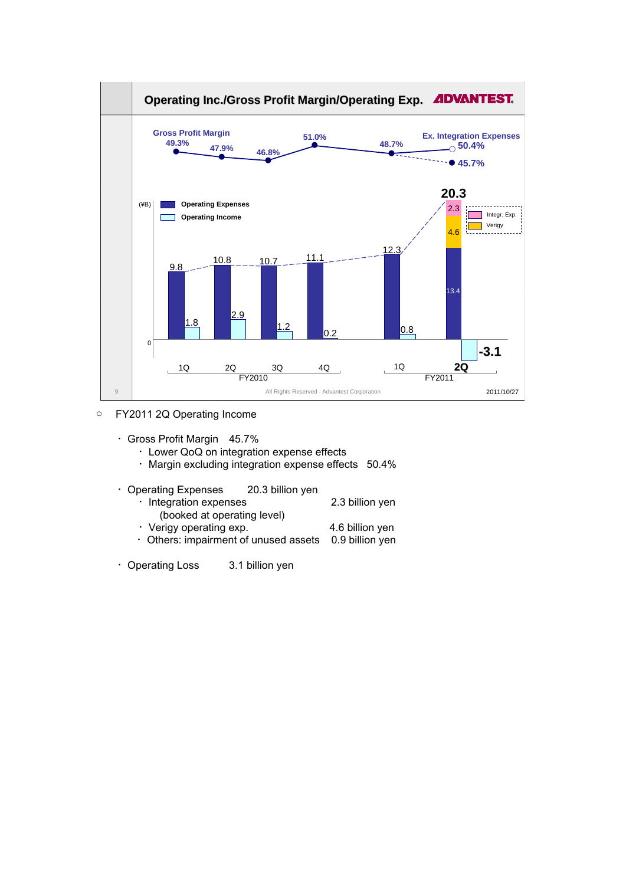## Operating Inc./Gross Profit Margin/Operating Exp.

ADVANTEST.

Gross Profit Margin
49.3%
47.9%
46.8%
51.0%
48.7%
Ex. Integration Expenses
50.4%
45.7%

(¥B)
Operating Expenses
Operating Income

20.3
2.3
4.6
13.4
Integr. Exp.
Verigy

9.8 1.8
10.8 2.9
10.7 1.2
11.1 0.2
12.3 0.8
-3.1

0

1Q 2Q 3Q 4Q
FY2010
1Q 2Q
FY2011

All Rights Reserved - Advantest Corporation

2011/10/27

○ FY2011 2Q Operating Income

- Gross Profit Margin 45.7%
  - Lower QoQ on integration expense effects
  - Margin excluding integration expense effects 50.4%

- Operating Expenses 20.3 billion yen
  - Integration expenses 2.3 billion yen
    (booked at operating level)
  - Verigy operating exp. 4.6 billion yen
  - Others: impairment of unused assets 0.9 billion yen

- Operating Loss 3.1 billion yen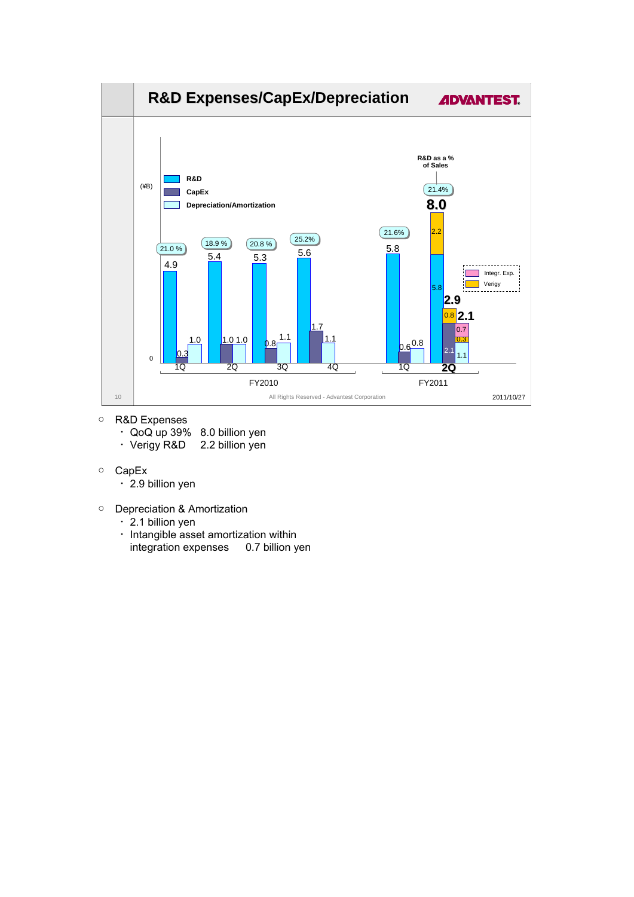# R&D Expenses/CapEx/Depreciation

ADVANTEST.

(¥B)

R&D

CapEx

Depreciation/Amortization

R&D as a % of Sales

21.0 %
18.9 %
20.8 %
25.2%
21.6%
21.4%

4.9
0.3
1.0
5.4
1.0 1.0
5.3
0.8
1.1
5.6
1.7
1.1
5.8
0.6
0.8
8.0
2.2
5.8
2.9
0.8
2.1
2.1
0.7
0.3
1.1

Integr. Exp.

Verigy

0

1Q 2Q 3Q 4Q 1Q 2Q

FY2010 FY2011

All Rights Reserved - Advantest Corporation

2011/10/27

- R&D Expenses
  - QoQ up 39% 8.0 billion yen
  - Verigy R&D 2.2 billion yen

- CapEx
  - 2.9 billion yen

- Depreciation & Amortization
  - 2.1 billion yen
  - Intangible asset amortization within integration expenses 0.7 billion yen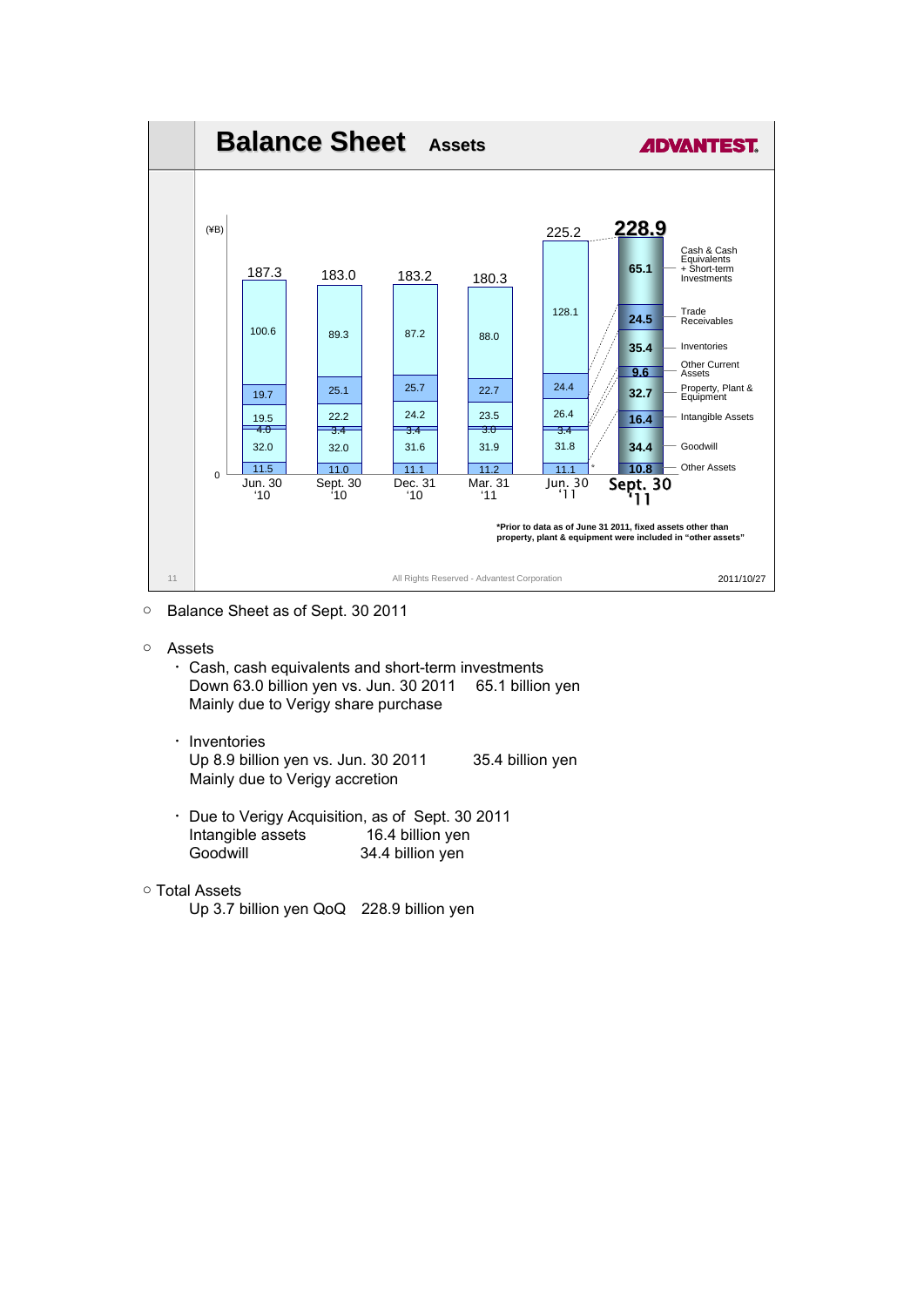# Balance Sheet Assets

ADVANTEST

(¥B)

187.3 183.0 183.2 180.3 225.2 228.9

100.6 89.3 87.2 88.0 128.1 65.1

19.7 25.1 25.7 22.7 24.4 24.5

19.5 22.2 24.2 23.5 26.4 35.4

4.0 3.4 3.4 3.0 3.4 9.6

32.0 32.0 31.6 31.9 31.8 32.7

11.5 11.0 11.1 11.2 11.1 16.4

34.4

10.8

0

Jun. 30 '10 · Sept. 30 '10 · Dec. 31 '10 · Mar. 31 '11 · Jun. 30 '11 · Sept. 30 '11

Cash & Cash Equivalents + Short-term Investments

Trade Receivables

Inventories

Other Current Assets

Property, Plant & Equipment

Intangible Assets

Goodwill

Other Assets

*Prior to data as of June 31 2011, fixed assets other than property, plant & equipment were included in "other assets"

All Rights Reserved - Advantest Corporation

2011/10/27

○ Balance Sheet as of Sept. 30 2011

○ Assets

- Cash, cash equivalents and short-term investments
  Down 63.0 billion yen vs. Jun. 30 2011 65.1 billion yen
  Mainly due to Verigy share purchase

- Inventories
  Up 8.9 billion yen vs. Jun. 30 2011 35.4 billion yen
  Mainly due to Verigy accretion

- Due to Verigy Acquisition, as of Sept. 30 2011
  Intangible assets 16.4 billion yen
  Goodwill 34.4 billion yen

○ Total Assets
  Up 3.7 billion yen QoQ 228.9 billion yen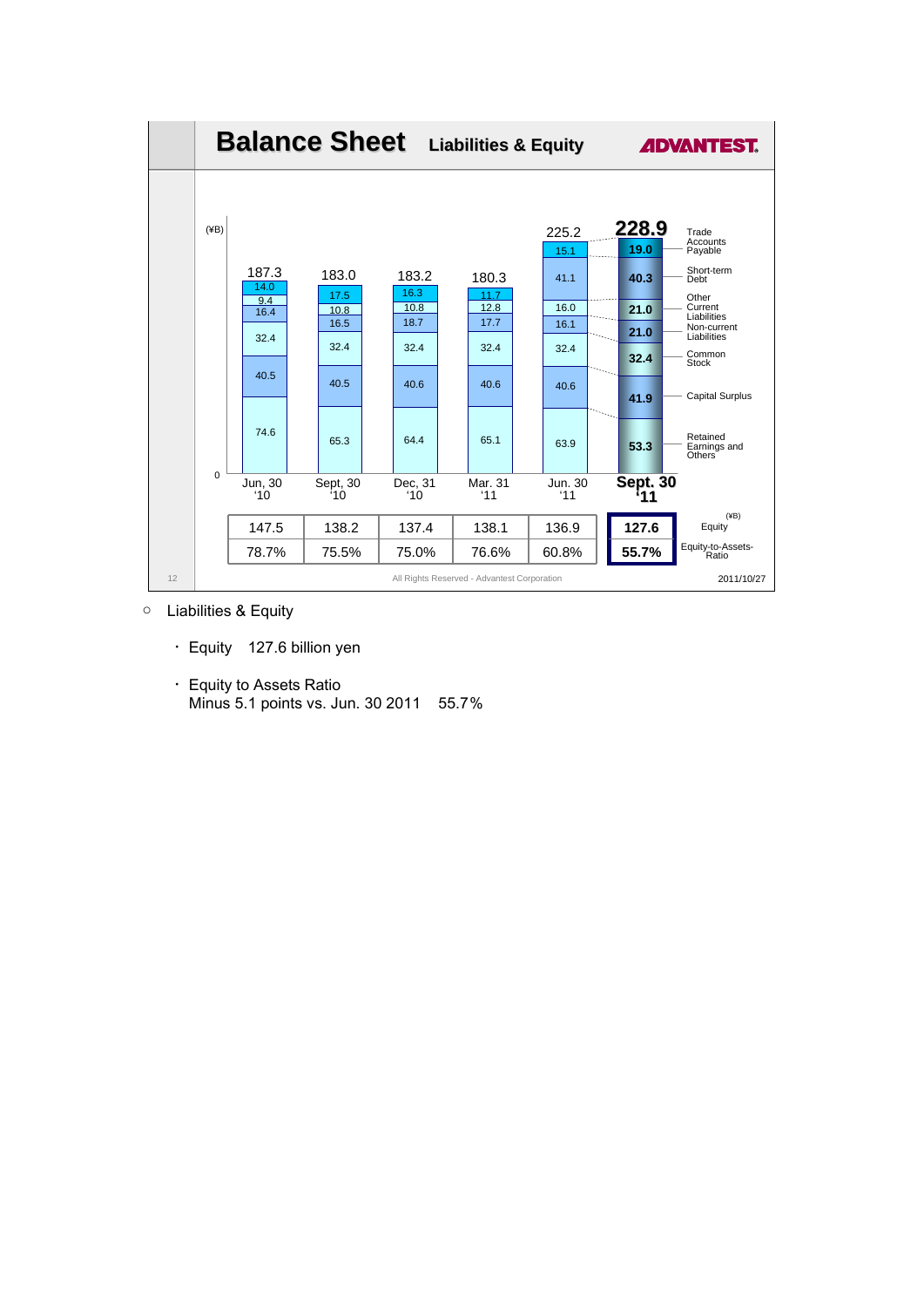# Balance Sheet

## Liabilities & Equity

ADVANTEST

(¥B)

187.3
14.0
9.4
16.4
32.4
40.5
74.6

183.0
17.5
10.8
16.5
32.4
40.5
65.3

183.2
16.3
10.8
18.7
32.4
40.6
64.4

180.3
11.7
12.8
17.7
32.4
40.6
65.1

225.2
15.1
41.1
16.0
16.1
32.4
40.6
63.9

228.9
19.0
40.3
21.0
21.0
32.4
41.9
53.3

0

Jun, 30 '10
Sept, 30 '10
Dec, 31 '10
Mar. 31 '11
Jun. 30 '11
Sept. 30 '11

Trade Accounts Payable
Short-term Debt
Other Current Liabilities
Non-current Liabilities
Common Stock
Capital Surplus
Retained Earnings and Others

(¥B)

| | | | | | | |
|---|---|---|---|---|---|---|
| 147.5 | 138.2 | 137.4 | 138.1 | 136.9 | 127.6 | Equity |
| 78.7% | 75.5% | 75.0% | 76.6% | 60.8% | 55.7% | Equity-to-Assets-Ratio |

All Rights Reserved - Advantest Corporation

2011/10/27

○ Liabilities & Equity

- Equity 127.6 billion yen
- Equity to Assets Ratio
  Minus 5.1 points vs. Jun. 30 2011 55.7%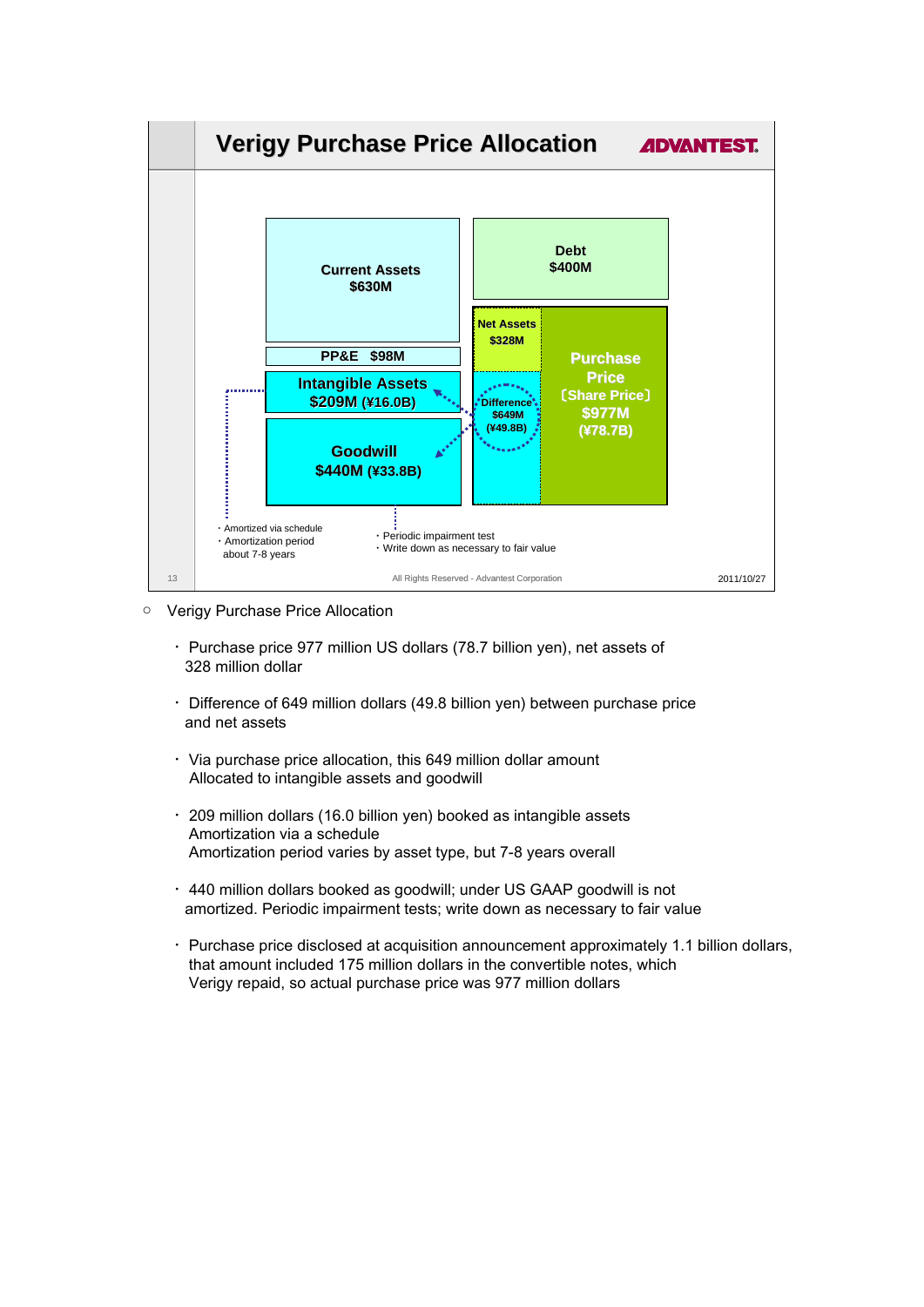## Verigy Purchase Price Allocation

ADVANTEST

Current Assets
$630M

PP&E $98M

Intangible Assets
$209M (¥16.0B)

Goodwill
$440M (¥33.8B)

Debt
$400M

Net Assets
$328M

Difference
$649M
(¥49.8B)

Purchase Price
〔Share Price〕
$977M
(¥78.7B)

・Amortized via schedule
・Amortization period about 7-8 years

・Periodic impairment test
・Write down as necessary to fair value

All Rights Reserved - Advantest Corporation

2011/10/27

○ Verigy Purchase Price Allocation

・ Purchase price 977 million US dollars (78.7 billion yen), net assets of 328 million dollar

・ Difference of 649 million dollars (49.8 billion yen) between purchase price and net assets

・ Via purchase price allocation, this 649 million dollar amount Allocated to intangible assets and goodwill

・ 209 million dollars (16.0 billion yen) booked as intangible assets
Amortization via a schedule
Amortization period varies by asset type, but 7-8 years overall

・ 440 million dollars booked as goodwill; under US GAAP goodwill is not amortized. Periodic impairment tests; write down as necessary to fair value

・ Purchase price disclosed at acquisition announcement approximately 1.1 billion dollars, that amount included 175 million dollars in the convertible notes, which Verigy repaid, so actual purchase price was 977 million dollars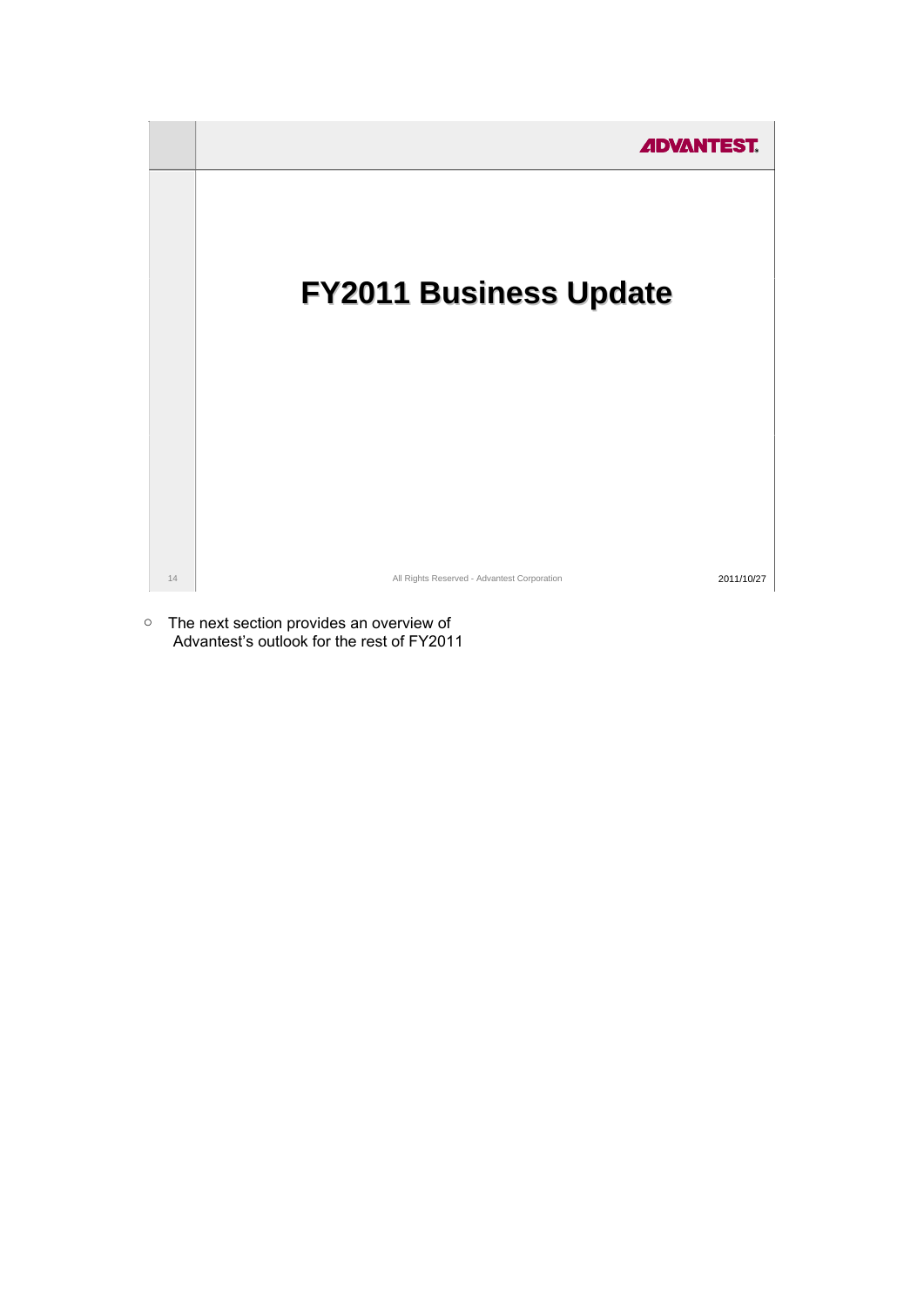# FY2011 Business Update

- The next section provides an overview of Advantest's outlook for the rest of FY2011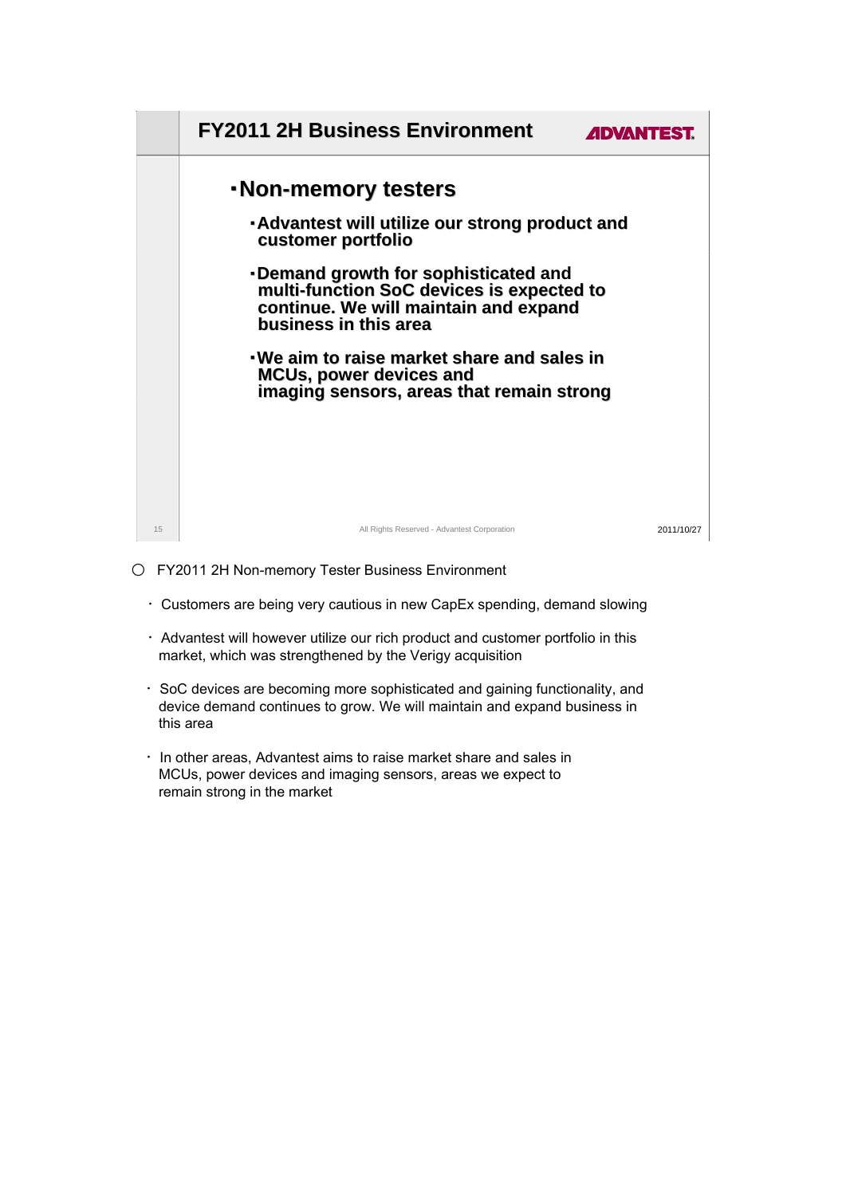## FY2011 2H Business Environment

ADVANTEST.

- **Non-memory testers**
  - **Advantest will utilize our strong product and customer portfolio**
  - **Demand growth for sophisticated and multi-function SoC devices is expected to continue. We will maintain and expand business in this area**
  - **We aim to raise market share and sales in MCUs, power devices and imaging sensors, areas that remain strong**

All Rights Reserved - Advantest Corporation

2011/10/27

○ FY2011 2H Non-memory Tester Business Environment

- Customers are being very cautious in new CapEx spending, demand slowing
- Advantest will however utilize our rich product and customer portfolio in this market, which was strengthened by the Verigy acquisition
- SoC devices are becoming more sophisticated and gaining functionality, and device demand continues to grow. We will maintain and expand business in this area
- In other areas, Advantest aims to raise market share and sales in MCUs, power devices and imaging sensors, areas we expect to remain strong in the market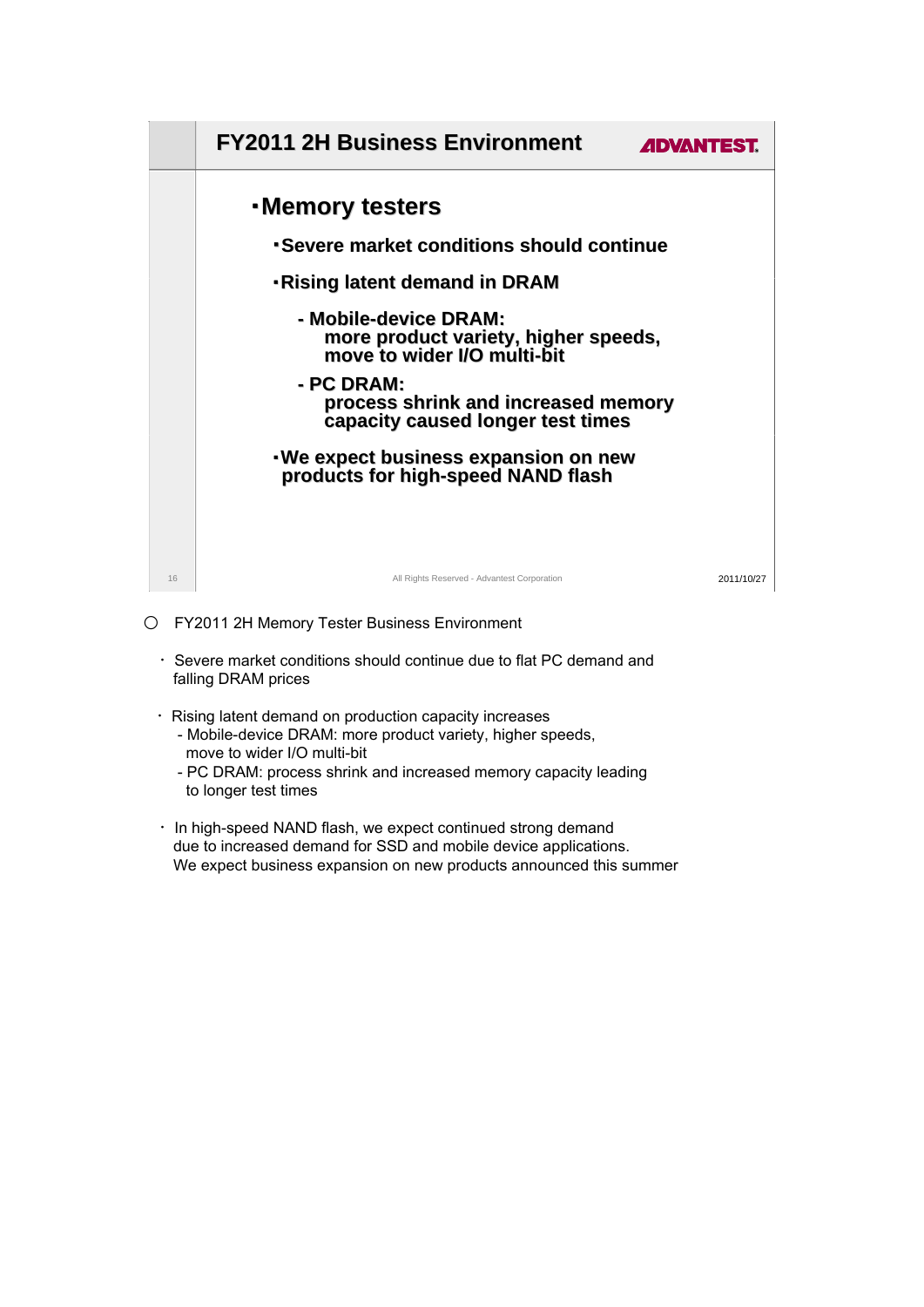## FY2011 2H Business Environment

ADVANTEST.

- **Memory testers**
  - **Severe market conditions should continue**
  - **Rising latent demand in DRAM**
    - **- Mobile-device DRAM:**
      **more product variety, higher speeds, move to wider I/O multi-bit**
    - **- PC DRAM:**
      **process shrink and increased memory capacity caused longer test times**
  - **We expect business expansion on new products for high-speed NAND flash**

All Rights Reserved - Advantest Corporation

2011/10/27

○ FY2011 2H Memory Tester Business Environment

・ Severe market conditions should continue due to flat PC demand and falling DRAM prices

・ Rising latent demand on production capacity increases
- Mobile-device DRAM: more product variety, higher speeds, move to wider I/O multi-bit
- PC DRAM: process shrink and increased memory capacity leading to longer test times

・ In high-speed NAND flash, we expect continued strong demand due to increased demand for SSD and mobile device applications. We expect business expansion on new products announced this summer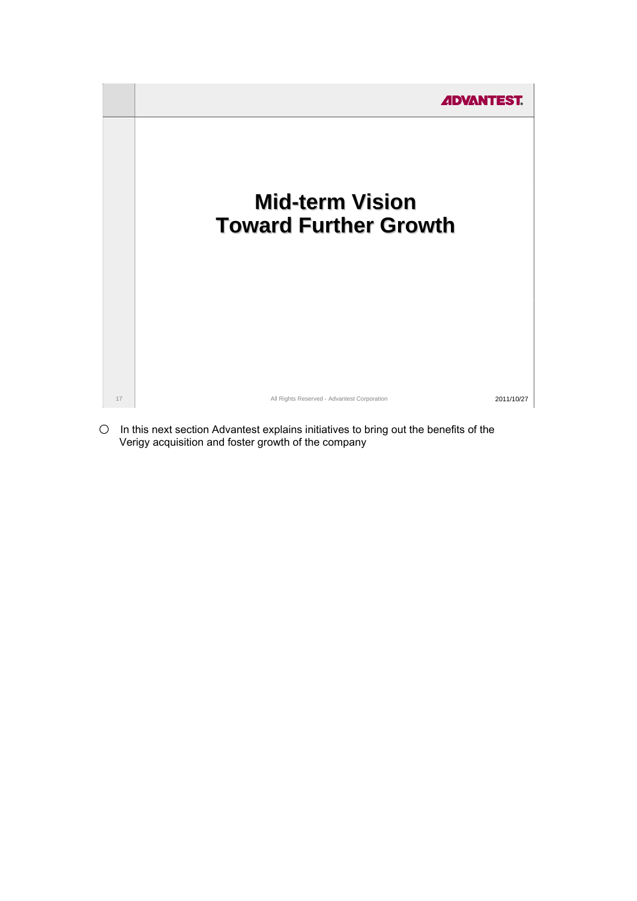# Mid-term Vision
# Toward Further Growth

All Rights Reserved - Advantest Corporation

2011/10/27

- In this next section Advantest explains initiatives to bring out the benefits of the Verigy acquisition and foster growth of the company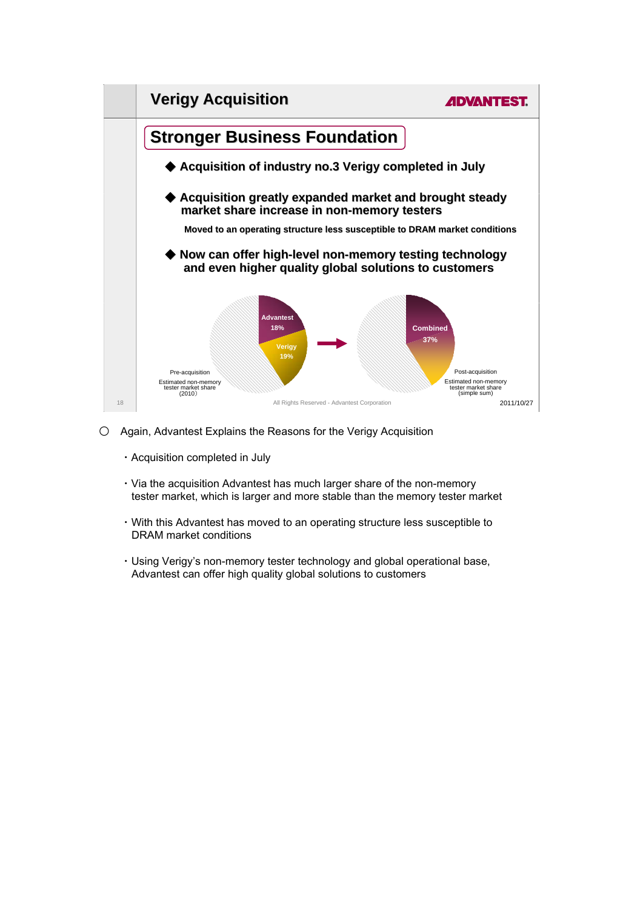## Verigy Acquisition

ADVANTEST

### Stronger Business Foundation

- ◆ **Acquisition of industry no.3 Verigy completed in July**
- ◆ **Acquisition greatly expanded market and brought steady market share increase in non-memory testers**

  **Moved to an operating structure less susceptible to DRAM market conditions**
- ◆ **Now can offer high-level non-memory testing technology and even higher quality global solutions to customers**

Advantest 18%

Verigy 19%

Pre-acquisition
Estimated non-memory tester market share (2010)

Combined 37%

Post-acquisition
Estimated non-memory tester market share (simple sum)

All Rights Reserved - Advantest Corporation

2011/10/27

○ Again, Advantest Explains the Reasons for the Verigy Acquisition

- Acquisition completed in July
- Via the acquisition Advantest has much larger share of the non-memory tester market, which is larger and more stable than the memory tester market
- With this Advantest has moved to an operating structure less susceptible to DRAM market conditions
- Using Verigy's non-memory tester technology and global operational base, Advantest can offer high quality global solutions to customers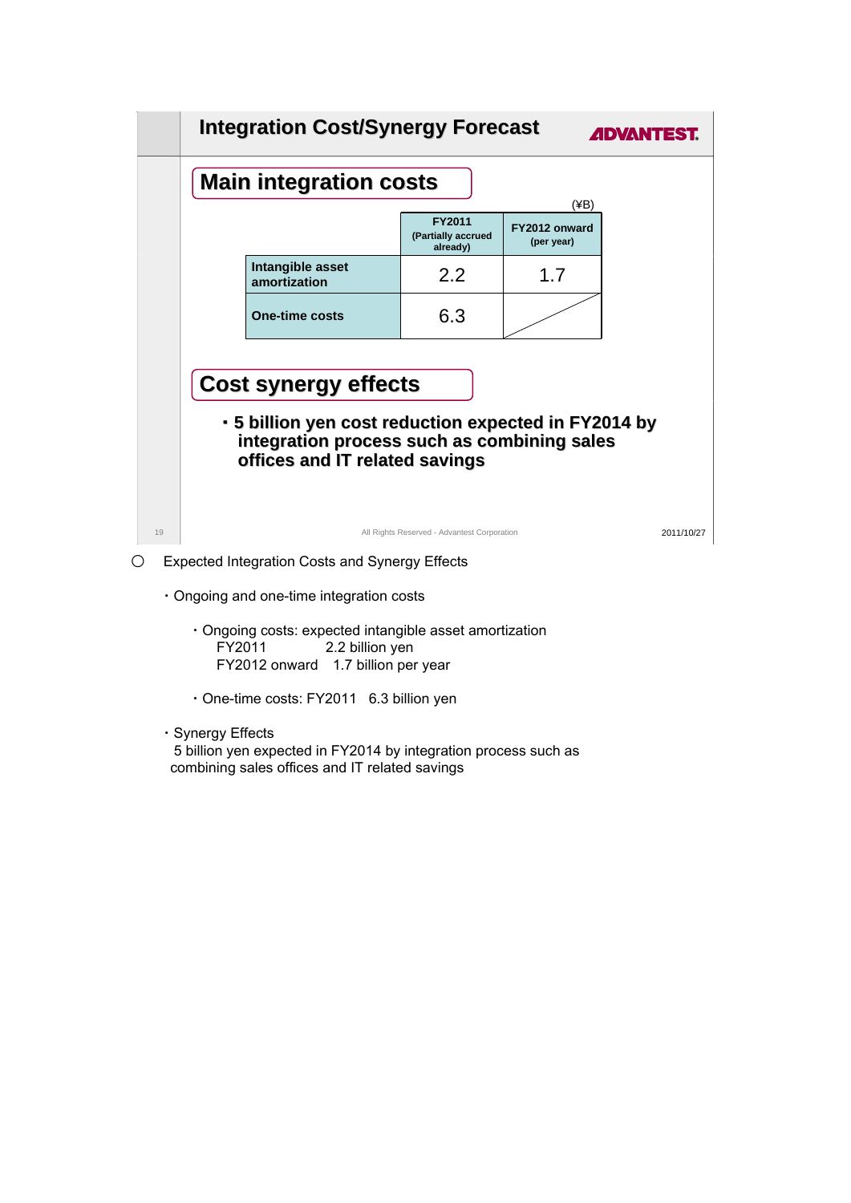## Integration Cost/Synergy Forecast

ADVANTEST

### Main integration costs

(¥B)

| | FY2011 (Partially accrued already) | FY2012 onward (per year) |
|---|---|---|
| Intangible asset amortization | 2.2 | 1.7 |
| One-time costs | 6.3 | |

### Cost synergy effects

・5 billion yen cost reduction expected in FY2014 by integration process such as combining sales offices and IT related savings

All Rights Reserved - Advantest Corporation

2011/10/27

○ Expected Integration Costs and Synergy Effects

・Ongoing and one-time integration costs

・Ongoing costs: expected intangible asset amortization
FY2011　2.2 billion yen
FY2012 onward　1.7 billion per year

・One-time costs: FY2011　6.3 billion yen

・Synergy Effects
5 billion yen expected in FY2014 by integration process such as combining sales offices and IT related savings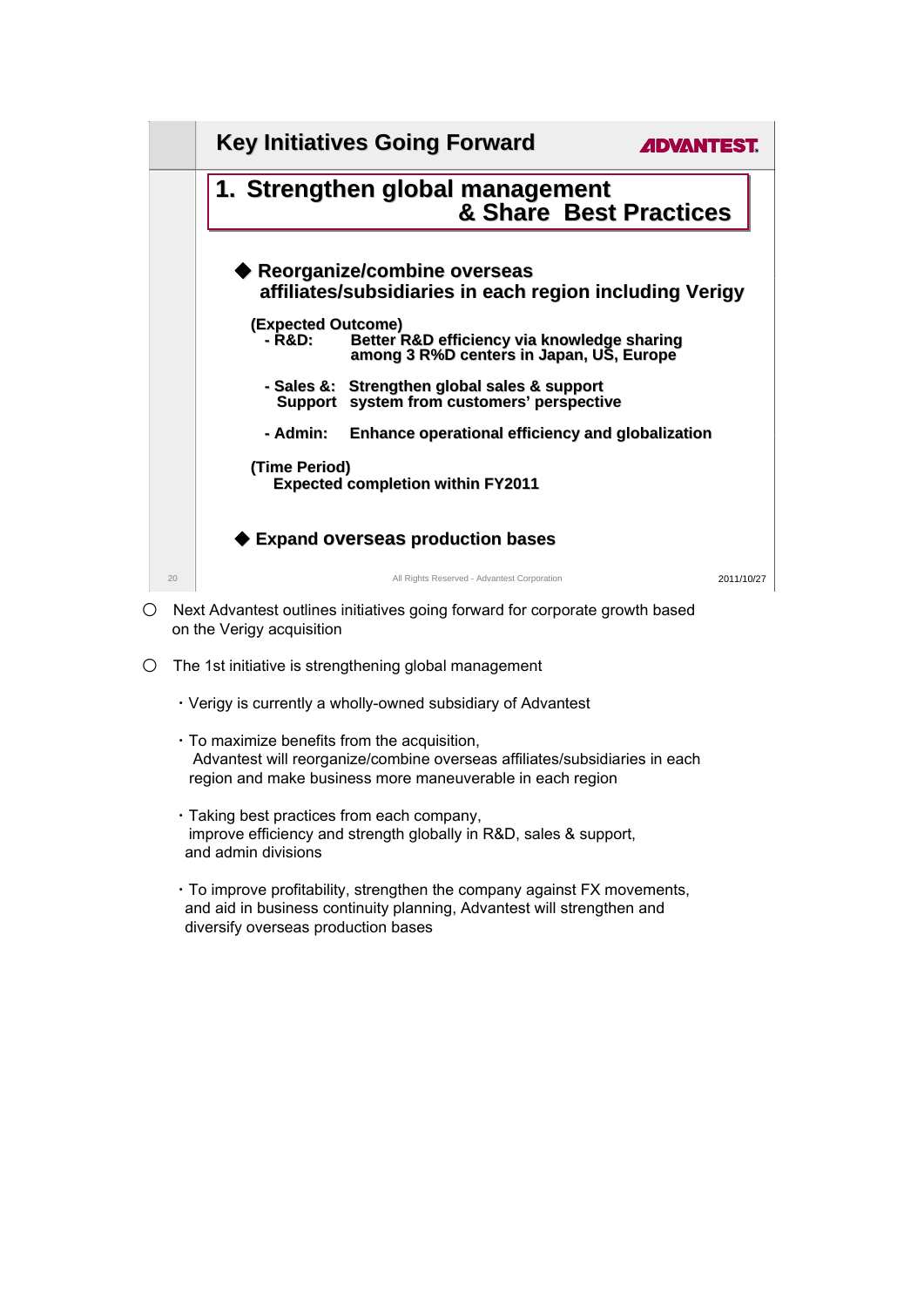## Key Initiatives Going Forward

ADVANTEST

### 1. Strengthen global management & Share Best Practices

◆ **Reorganize/combine overseas affiliates/subsidiaries in each region including Verigy**

**(Expected Outcome)**

- **R&D:** Better R&D efficiency via knowledge sharing among 3 R%D centers in Japan, US, Europe
- **Sales & Support:** Strengthen global sales & support system from customers' perspective
- **Admin:** Enhance operational efficiency and globalization

**(Time Period)**
Expected completion within FY2011

◆ **Expand overseas production bases**

All Rights Reserved - Advantest Corporation

2011/10/27

---

○ Next Advantest outlines initiatives going forward for corporate growth based on the Verigy acquisition

○ The 1st initiative is strengthening global management

・Verigy is currently a wholly-owned subsidiary of Advantest

・To maximize benefits from the acquisition, Advantest will reorganize/combine overseas affiliates/subsidiaries in each region and make business more maneuverable in each region

・Taking best practices from each company, improve efficiency and strength globally in R&D, sales & support, and admin divisions

・To improve profitability, strengthen the company against FX movements, and aid in business continuity planning, Advantest will strengthen and diversify overseas production bases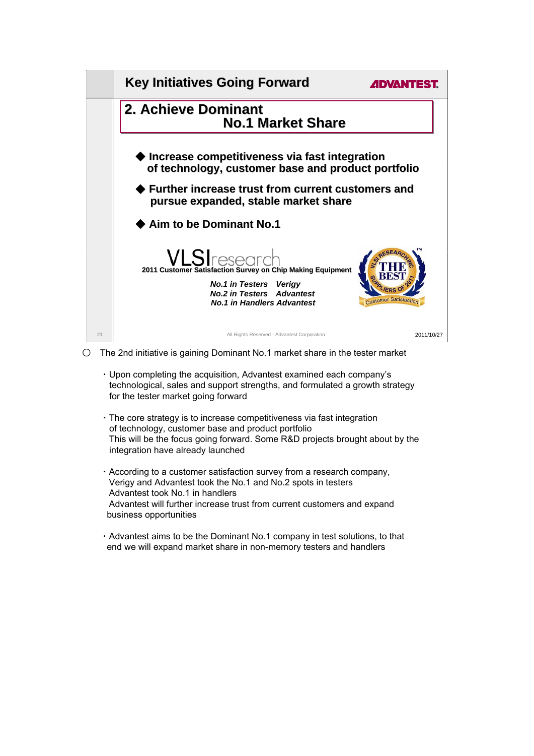## Key Initiatives Going Forward

ADVANTEST.

### 2. Achieve Dominant No.1 Market Share

- Increase competitiveness via fast integration of technology, customer base and product portfolio
- Further increase trust from current customers and pursue expanded, stable market share
- Aim to be Dominant No.1

VLSIresearch
2011 Customer Satisfaction Survey on Chip Making Equipment

*No.1 in Testers Verigy*
*No.2 in Testers Advantest*
*No.1 in Handlers Advantest*

VLSI RESEARCH INC THE BEST SUPPLIERS OF 2011 Customer Satisfaction

All Rights Reserved - Advantest Corporation

2011/10/27

○ The 2nd initiative is gaining Dominant No.1 market share in the tester market

- Upon completing the acquisition, Advantest examined each company's technological, sales and support strengths, and formulated a growth strategy for the tester market going forward

- The core strategy is to increase competitiveness via fast integration of technology, customer base and product portfolio
  This will be the focus going forward. Some R&D projects brought about by the integration have already launched

- According to a customer satisfaction survey from a research company, Verigy and Advantest took the No.1 and No.2 spots in testers
  Advantest took No.1 in handlers
  Advantest will further increase trust from current customers and expand business opportunities

- Advantest aims to be the Dominant No.1 company in test solutions, to that end we will expand market share in non-memory testers and handlers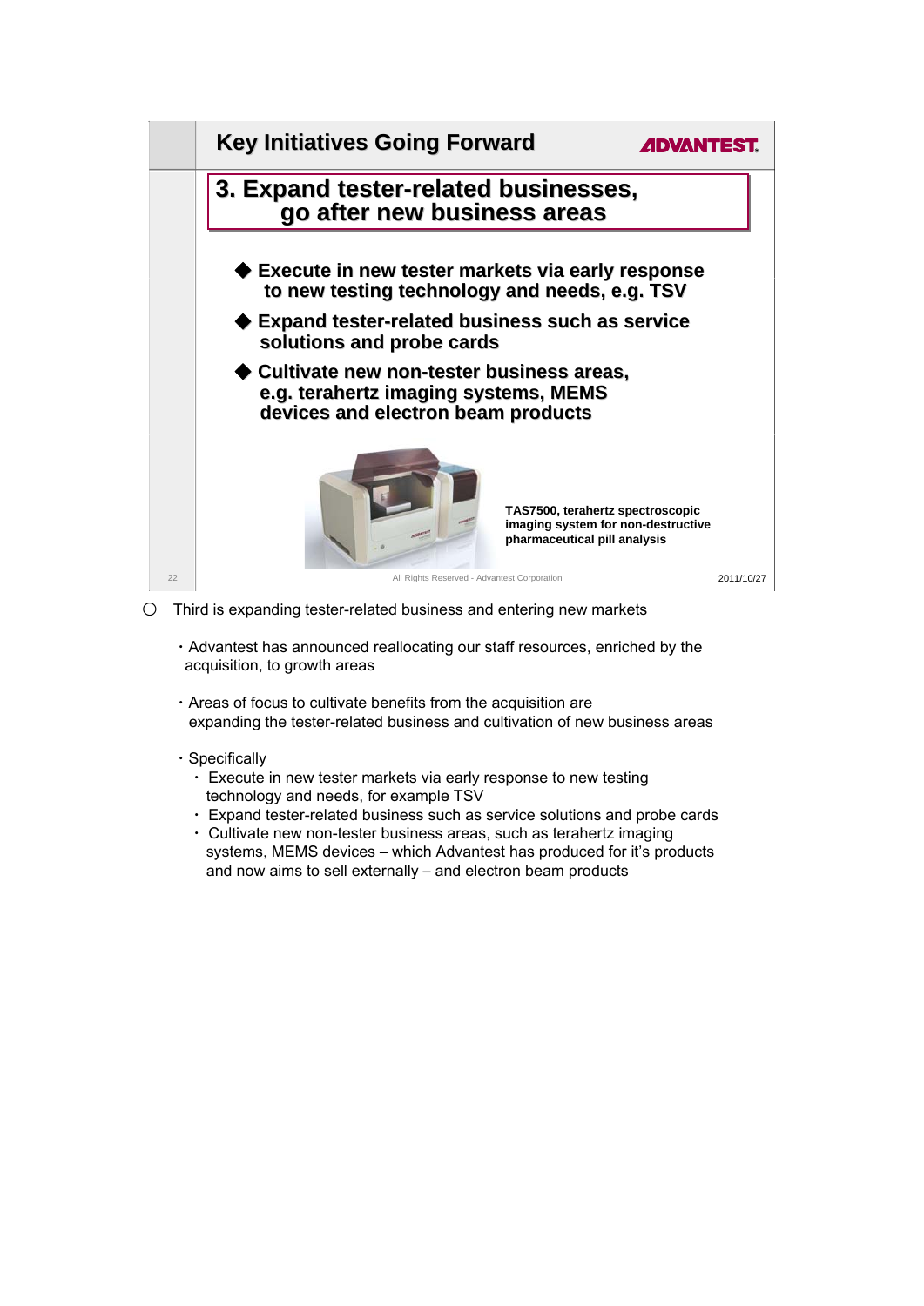## Key Initiatives Going Forward

ADVANTEST.

### 3. Expand tester-related businesses, go after new business areas

- ◆ Execute in new tester markets via early response to new testing technology and needs, e.g. TSV
- ◆ Expand tester-related business such as service solutions and probe cards
- ◆ Cultivate new non-tester business areas, e.g. terahertz imaging systems, MEMS devices and electron beam products

TAS7500, terahertz spectroscopic imaging system for non-destructive pharmaceutical pill analysis

All Rights Reserved - Advantest Corporation

2011/10/27

○ Third is expanding tester-related business and entering new markets

・Advantest has announced reallocating our staff resources, enriched by the acquisition, to growth areas

・Areas of focus to cultivate benefits from the acquisition are expanding the tester-related business and cultivation of new business areas

・Specifically

- ・ Execute in new tester markets via early response to new testing technology and needs, for example TSV
- ・ Expand tester-related business such as service solutions and probe cards
- ・ Cultivate new non-tester business areas, such as terahertz imaging systems, MEMS devices – which Advantest has produced for it's products and now aims to sell externally – and electron beam products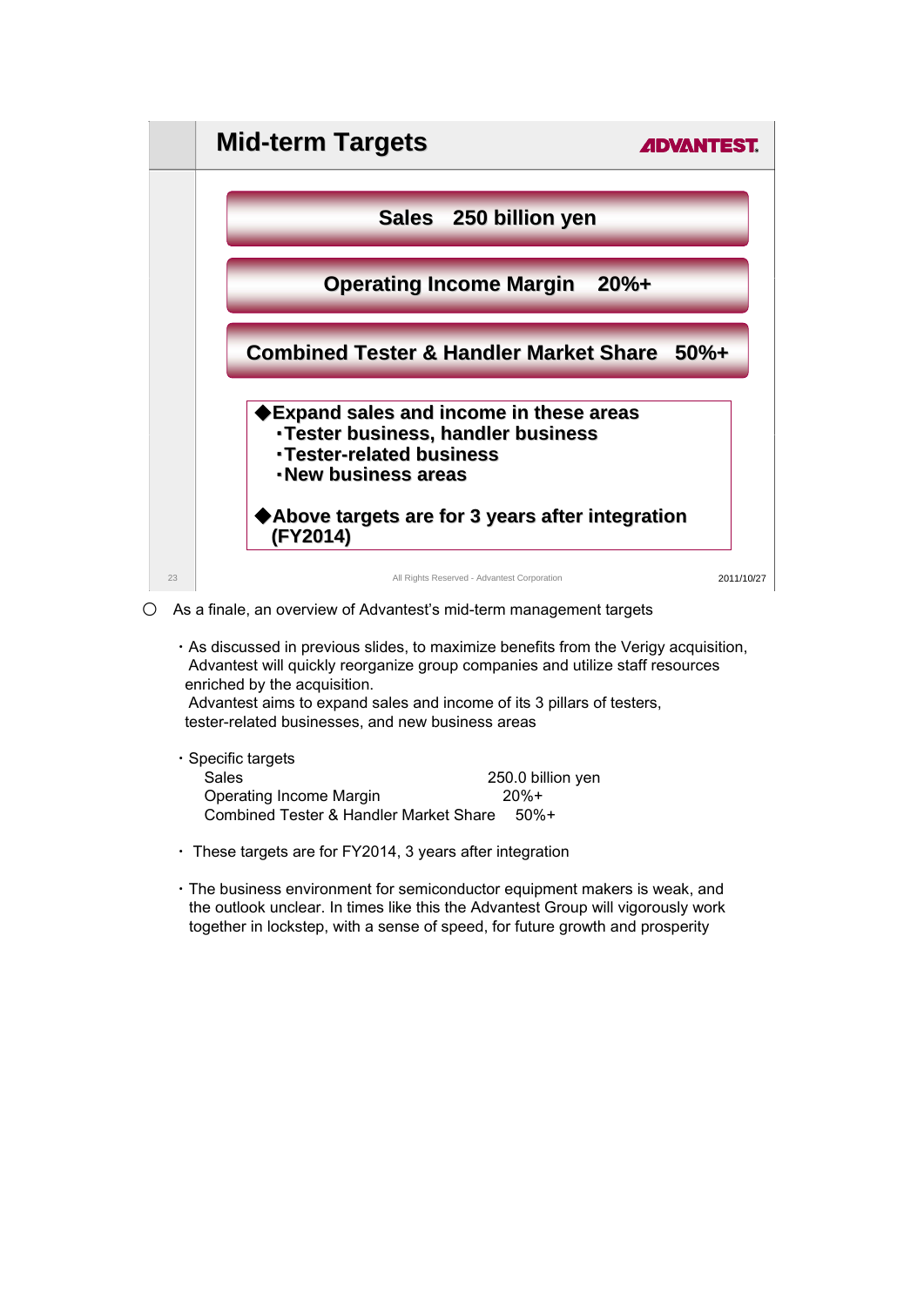## Mid-term Targets

ADVANTEST.

**Sales 250 billion yen**

**Operating Income Margin 20%+**

**Combined Tester & Handler Market Share 50%+**

◆**Expand sales and income in these areas**
- **Tester business, handler business**
- **Tester-related business**
- **New business areas**

◆**Above targets are for 3 years after integration (FY2014)**

All Rights Reserved - Advantest Corporation

2011/10/27

○ As a finale, an overview of Advantest's mid-term management targets

- As discussed in previous slides, to maximize benefits from the Verigy acquisition, Advantest will quickly reorganize group companies and utilize staff resources enriched by the acquisition.
  Advantest aims to expand sales and income of its 3 pillars of testers, tester-related businesses, and new business areas

- Specific targets

| | |
|---|---|
| Sales | 250.0 billion yen |
| Operating Income Margin | 20%+ |
| Combined Tester & Handler Market Share | 50%+ |

- These targets are for FY2014, 3 years after integration

- The business environment for semiconductor equipment makers is weak, and the outlook unclear. In times like this the Advantest Group will vigorously work together in lockstep, with a sense of speed, for future growth and prosperity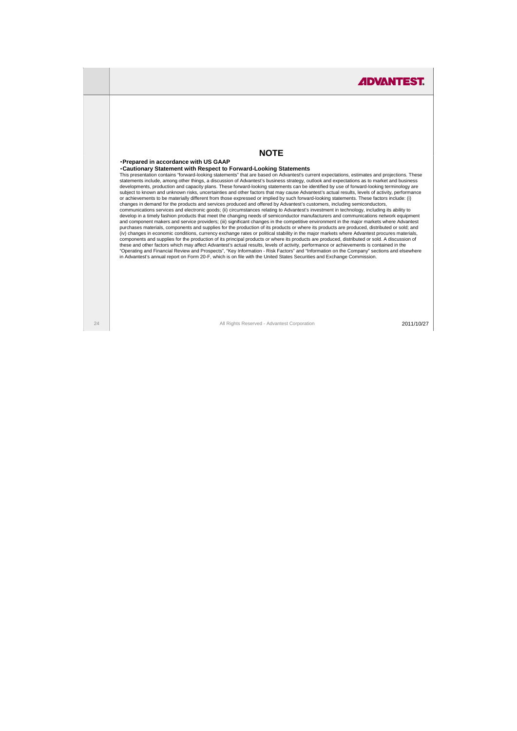# NOTE

- **Prepared in accordance with US GAAP**
- **Cautionary Statement with Respect to Forward-Looking Statements**

This presentation contains "forward-looking statements" that are based on Advantest's current expectations, estimates and projections. These statements include, among other things, a discussion of Advantest's business strategy, outlook and expectations as to market and business developments, production and capacity plans. These forward-looking statements can be identified by use of forward-looking terminology are subject to known and unknown risks, uncertainties and other factors that may cause Advantest's actual results, levels of activity, performance or achievements to be materially different from those expressed or implied by such forward-looking statements. These factors include: (i) changes in demand for the products and services produced and offered by Advantest's customers, including semiconductors, communications services and electronic goods; (ii) circumstances relating to Advantest's investment in technology, including its ability to develop in a timely fashion products that meet the changing needs of semiconductor manufacturers and communications network equipment and component makers and service providers; (iii) significant changes in the competitive environment in the major markets where Advantest purchases materials, components and supplies for the production of its products or where its products are produced, distributed or sold; and (iv) changes in economic conditions, currency exchange rates or political stability in the major markets where Advantest procures materials, components and supplies for the production of its principal products or where its products are produced, distributed or sold. A discussion of these and other factors which may affect Advantest's actual results, levels of activity, performance or achievements is contained in the "Operating and Financial Review and Prospects", "Key Information - Risk Factors" and "Information on the Company" sections and elsewhere in Advantest's annual report on Form 20-F, which is on file with the United States Securities and Exchange Commission.